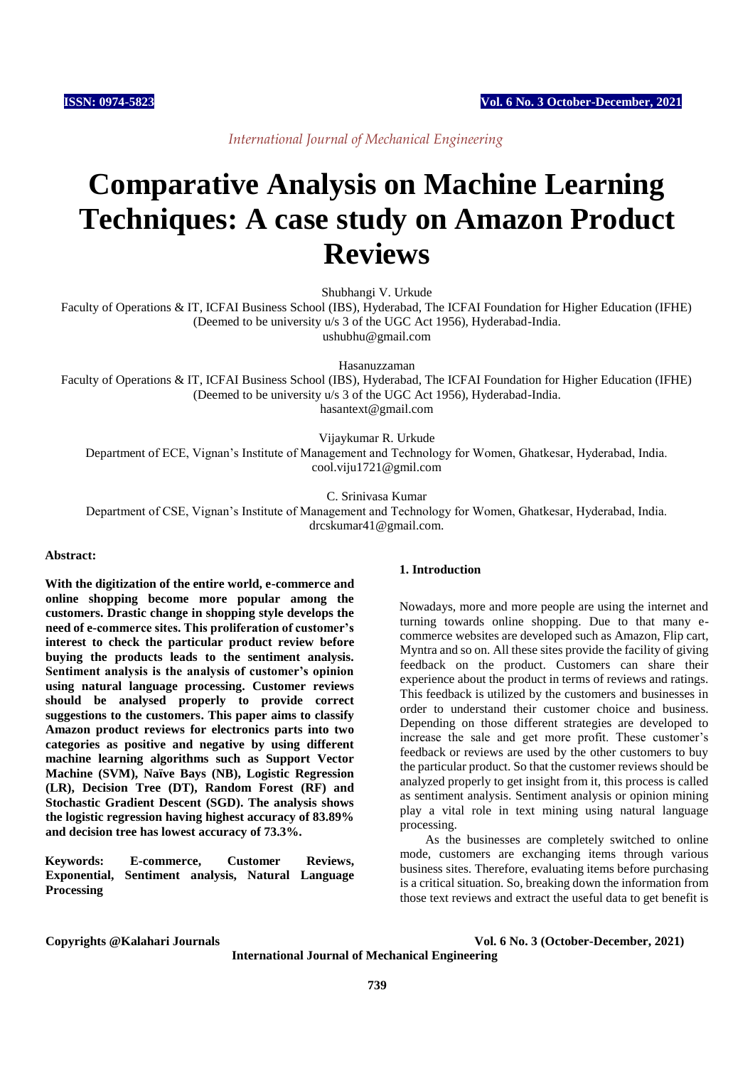# Comparative Analysis on Machine Learning Techniques: A case study on Amazon Product Reviews

Shubhangi V. Urkude

Faculty of Operations & IT, ICFAI Business School (IBS), Hyderabad, The ICFAI Foundation for Higher Education (IFHE) (Deemed to be university u/s 3 of the UGC Act 1956), Hyderabad-India.
ushubhu@gmail.com

Hasanuzzaman

Faculty of Operations & IT, ICFAI Business School (IBS), Hyderabad, The ICFAI Foundation for Higher Education (IFHE) (Deemed to be university u/s 3 of the UGC Act 1956), Hyderabad-India.
hasantext@gmail.com

Vijaykumar R. Urkude

Department of ECE, Vignan's Institute of Management and Technology for Women, Ghatkesar, Hyderabad, India.
cool.viju1721@gmil.com

C. Srinivasa Kumar

Department of CSE, Vignan's Institute of Management and Technology for Women, Ghatkesar, Hyderabad, India.
drcskumar41@gmail.com.

**Abstract:**

**With the digitization of the entire world, e-commerce and online shopping become more popular among the customers. Drastic change in shopping style develops the need of e-commerce sites. This proliferation of customer's interest to check the particular product review before buying the products leads to the sentiment analysis. Sentiment analysis is the analysis of customer's opinion using natural language processing. Customer reviews should be analysed properly to provide correct suggestions to the customers. This paper aims to classify Amazon product reviews for electronics parts into two categories as positive and negative by using different machine learning algorithms such as Support Vector Machine (SVM), Naïve Bays (NB), Logistic Regression (LR), Decision Tree (DT), Random Forest (RF) and Stochastic Gradient Descent (SGD). The analysis shows the logistic regression having highest accuracy of 83.89% and decision tree has lowest accuracy of 73.3%.**

**Keywords: E-commerce, Customer Reviews, Exponential, Sentiment analysis, Natural Language Processing**

## 1. Introduction

Nowadays, more and more people are using the internet and turning towards online shopping. Due to that many e-commerce websites are developed such as Amazon, Flip cart, Myntra and so on. All these sites provide the facility of giving feedback on the product. Customers can share their experience about the product in terms of reviews and ratings. This feedback is utilized by the customers and businesses in order to understand their customer choice and business. Depending on those different strategies are developed to increase the sale and get more profit. These customer's feedback or reviews are used by the other customers to buy the particular product. So that the customer reviews should be analyzed properly to get insight from it, this process is called as sentiment analysis. Sentiment analysis or opinion mining play a vital role in text mining using natural language processing.

As the businesses are completely switched to online mode, customers are exchanging items through various business sites. Therefore, evaluating items before purchasing is a critical situation. So, breaking down the information from those text reviews and extract the useful data to get benefit is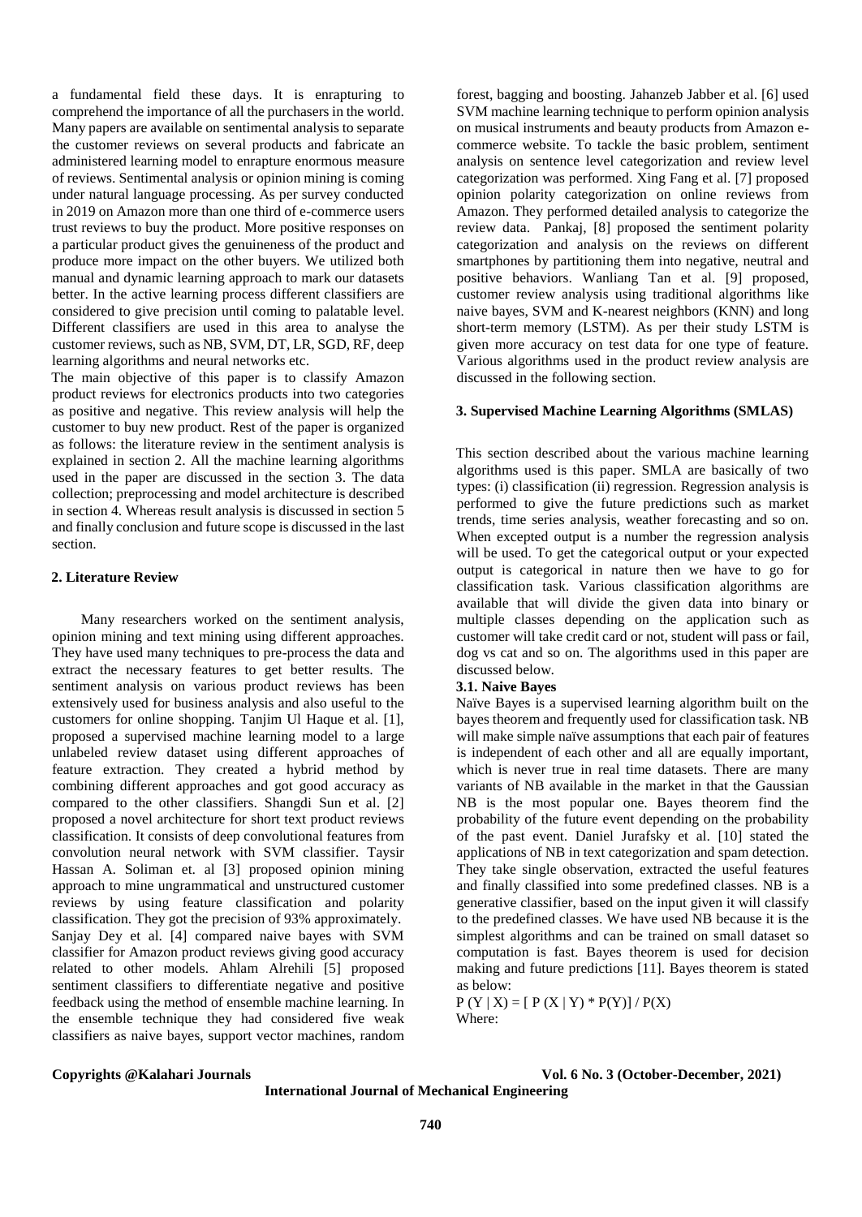a fundamental field these days. It is enrapturing to comprehend the importance of all the purchasers in the world. Many papers are available on sentimental analysis to separate the customer reviews on several products and fabricate an administered learning model to enrapture enormous measure of reviews. Sentimental analysis or opinion mining is coming under natural language processing. As per survey conducted in 2019 on Amazon more than one third of e-commerce users trust reviews to buy the product. More positive responses on a particular product gives the genuineness of the product and produce more impact on the other buyers. We utilized both manual and dynamic learning approach to mark our datasets better. In the active learning process different classifiers are considered to give precision until coming to palatable level. Different classifiers are used in this area to analyse the customer reviews, such as NB, SVM, DT, LR, SGD, RF, deep learning algorithms and neural networks etc.

The main objective of this paper is to classify Amazon product reviews for electronics products into two categories as positive and negative. This review analysis will help the customer to buy new product. Rest of the paper is organized as follows: the literature review in the sentiment analysis is explained in section 2. All the machine learning algorithms used in the paper are discussed in the section 3. The data collection; preprocessing and model architecture is described in section 4. Whereas result analysis is discussed in section 5 and finally conclusion and future scope is discussed in the last section.

## 2. Literature Review

Many researchers worked on the sentiment analysis, opinion mining and text mining using different approaches. They have used many techniques to pre-process the data and extract the necessary features to get better results. The sentiment analysis on various product reviews has been extensively used for business analysis and also useful to the customers for online shopping. Tanjim Ul Haque et al. [1], proposed a supervised machine learning model to a large unlabeled review dataset using different approaches of feature extraction. They created a hybrid method by combining different approaches and got good accuracy as compared to the other classifiers. Shangdi Sun et al. [2] proposed a novel architecture for short text product reviews classification. It consists of deep convolutional features from convolution neural network with SVM classifier. Taysir Hassan A. Soliman et. al [3] proposed opinion mining approach to mine ungrammatical and unstructured customer reviews by using feature classification and polarity classification. They got the precision of 93% approximately. Sanjay Dey et al. [4] compared naive bayes with SVM classifier for Amazon product reviews giving good accuracy related to other models. Ahlam Alrehili [5] proposed sentiment classifiers to differentiate negative and positive feedback using the method of ensemble machine learning. In the ensemble technique they had considered five weak classifiers as naive bayes, support vector machines, random forest, bagging and boosting. Jahanzeb Jabber et al. [6] used SVM machine learning technique to perform opinion analysis on musical instruments and beauty products from Amazon e-commerce website. To tackle the basic problem, sentiment analysis on sentence level categorization and review level categorization was performed. Xing Fang et al. [7] proposed opinion polarity categorization on online reviews from Amazon. They performed detailed analysis to categorize the review data. Pankaj, [8] proposed the sentiment polarity categorization and analysis on the reviews on different smartphones by partitioning them into negative, neutral and positive behaviors. Wanliang Tan et al. [9] proposed, customer review analysis using traditional algorithms like naive bayes, SVM and K-nearest neighbors (KNN) and long short-term memory (LSTM). As per their study LSTM is given more accuracy on test data for one type of feature. Various algorithms used in the product review analysis are discussed in the following section.

## 3. Supervised Machine Learning Algorithms (SMLAS)

This section described about the various machine learning algorithms used is this paper. SMLA are basically of two types: (i) classification (ii) regression. Regression analysis is performed to give the future predictions such as market trends, time series analysis, weather forecasting and so on. When excepted output is a number the regression analysis will be used. To get the categorical output or your expected output is categorical in nature then we have to go for classification task. Various classification algorithms are available that will divide the given data into binary or multiple classes depending on the application such as customer will take credit card or not, student will pass or fail, dog vs cat and so on. The algorithms used in this paper are discussed below.

### 3.1. Naive Bayes

Naïve Bayes is a supervised learning algorithm built on the bayes theorem and frequently used for classification task. NB will make simple naïve assumptions that each pair of features is independent of each other and all are equally important, which is never true in real time datasets. There are many variants of NB available in the market in that the Gaussian NB is the most popular one. Bayes theorem find the probability of the future event depending on the probability of the past event. Daniel Jurafsky et al. [10] stated the applications of NB in text categorization and spam detection. They take single observation, extracted the useful features and finally classified into some predefined classes. NB is a generative classifier, based on the input given it will classify to the predefined classes. We have used NB because it is the simplest algorithms and can be trained on small dataset so computation is fast. Bayes theorem is used for decision making and future predictions [11]. Bayes theorem is stated as below:

$$P(Y \mid X) = [\, P(X \mid Y) * P(Y) ] / P(X)$$

Where: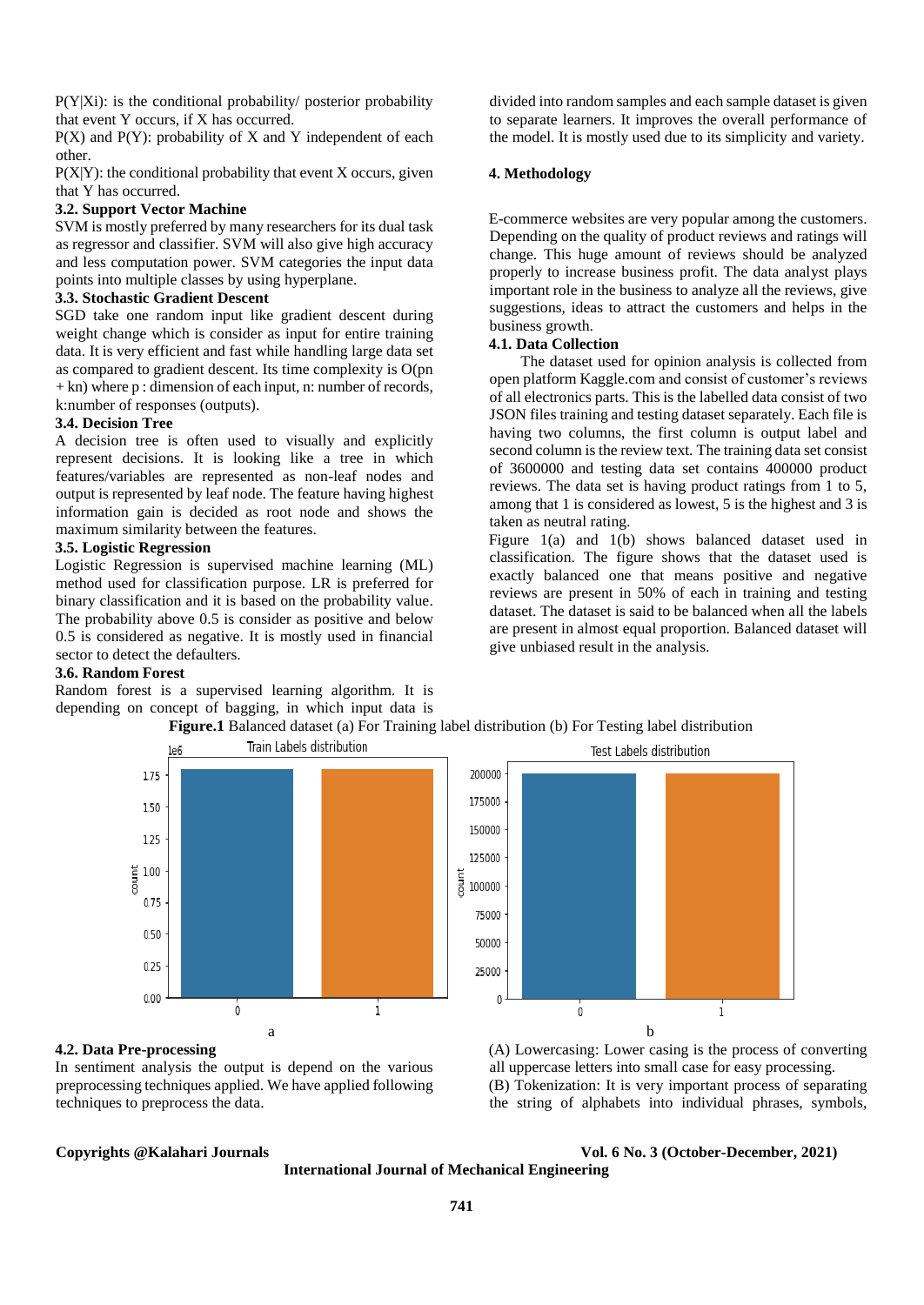P(Y|Xi): is the conditional probability/ posterior probability that event Y occurs, if X has occurred.

P(X) and P(Y): probability of X and Y independent of each other.

P(X|Y): the conditional probability that event X occurs, given that Y has occurred.

### 3.2. Support Vector Machine

SVM is mostly preferred by many researchers for its dual task as regressor and classifier. SVM will also give high accuracy and less computation power. SVM categories the input data points into multiple classes by using hyperplane.

### 3.3. Stochastic Gradient Descent

SGD take one random input like gradient descent during weight change which is consider as input for entire training data. It is very efficient and fast while handling large data set as compared to gradient descent. Its time complexity is O(pn + kn) where p : dimension of each input, n: number of records, k:number of responses (outputs).

### 3.4. Decision Tree

A decision tree is often used to visually and explicitly represent decisions. It is looking like a tree in which features/variables are represented as non-leaf nodes and output is represented by leaf node. The feature having highest information gain is decided as root node and shows the maximum similarity between the features.

### 3.5. Logistic Regression

Logistic Regression is supervised machine learning (ML) method used for classification purpose. LR is preferred for binary classification and it is based on the probability value. The probability above 0.5 is consider as positive and below 0.5 is considered as negative. It is mostly used in financial sector to detect the defaulters.

### 3.6. Random Forest

Random forest is a supervised learning algorithm. It is depending on concept of bagging, in which input data is divided into random samples and each sample dataset is given to separate learners. It improves the overall performance of the model. It is mostly used due to its simplicity and variety.

## 4. Methodology

E-commerce websites are very popular among the customers. Depending on the quality of product reviews and ratings will change. This huge amount of reviews should be analyzed properly to increase business profit. The data analyst plays important role in the business to analyze all the reviews, give suggestions, ideas to attract the customers and helps in the business growth.

### 4.1. Data Collection

The dataset used for opinion analysis is collected from open platform Kaggle.com and consist of customer's reviews of all electronics parts. This is the labelled data consist of two JSON files training and testing dataset separately. Each file is having two columns, the first column is output label and second column is the review text. The training data set consist of 3600000 and testing data set contains 400000 product reviews. The data set is having product ratings from 1 to 5, among that 1 is considered as lowest, 5 is the highest and 3 is taken as neutral rating.

Figure 1(a) and 1(b) shows balanced dataset used in classification. The figure shows that the dataset used is exactly balanced one that means positive and negative reviews are present in 50% of each in training and testing dataset. The dataset is said to be balanced when all the labels are present in almost equal proportion. Balanced dataset will give unbiased result in the analysis.

**Figure.1** Balanced dataset (a) For Training label distribution (b) For Testing label distribution

### 4.2. Data Pre-processing

In sentiment analysis the output is depend on the various preprocessing techniques applied. We have applied following techniques to preprocess the data.

(A) Lowercasing: Lower casing is the process of converting all uppercase letters into small case for easy processing.

(B) Tokenization: It is very important process of separating the string of alphabets into individual phrases, symbols,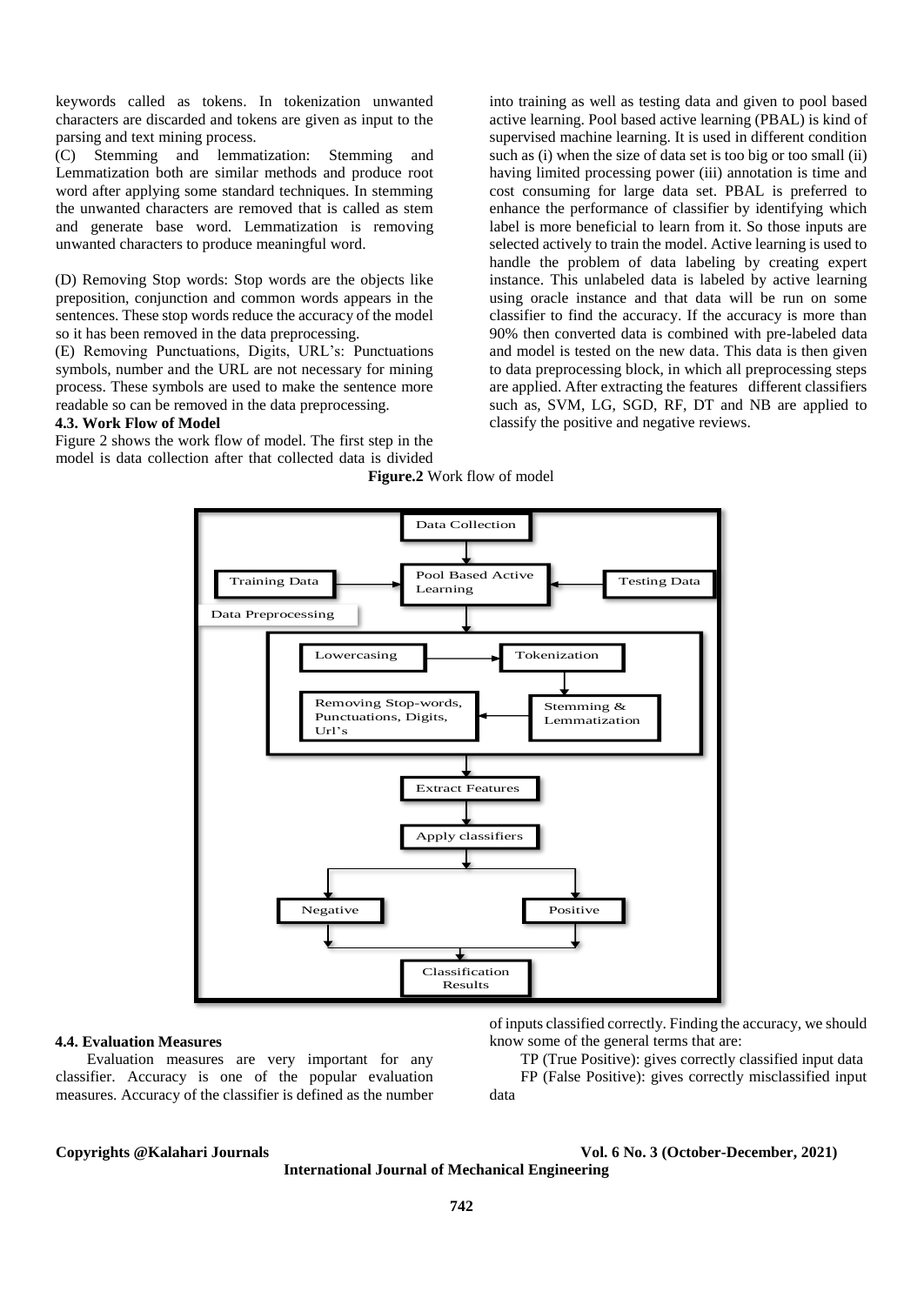keywords called as tokens. In tokenization unwanted characters are discarded and tokens are given as input to the parsing and text mining process.

(C) Stemming and lemmatization: Stemming and Lemmatization both are similar methods and produce root word after applying some standard techniques. In stemming the unwanted characters are removed that is called as stem and generate base word. Lemmatization is removing unwanted characters to produce meaningful word.

(D) Removing Stop words: Stop words are the objects like preposition, conjunction and common words appears in the sentences. These stop words reduce the accuracy of the model so it has been removed in the data preprocessing.

(E) Removing Punctuations, Digits, URL's: Punctuations symbols, number and the URL are not necessary for mining process. These symbols are used to make the sentence more readable so can be removed in the data preprocessing.

### 4.3. Work Flow of Model

Figure 2 shows the work flow of model. The first step in the model is data collection after that collected data is divided into training as well as testing data and given to pool based active learning. Pool based active learning (PBAL) is kind of supervised machine learning. It is used in different condition such as (i) when the size of data set is too big or too small (ii) having limited processing power (iii) annotation is time and cost consuming for large data set. PBAL is preferred to enhance the performance of classifier by identifying which label is more beneficial to learn from it. So those inputs are selected actively to train the model. Active learning is used to handle the problem of data labeling by creating expert instance. This unlabeled data is labeled by active learning using oracle instance and that data will be run on some classifier to find the accuracy. If the accuracy is more than 90% then converted data is combined with pre-labeled data and model is tested on the new data. This data is then given to data preprocessing block, in which all preprocessing steps are applied. After extracting the features different classifiers such as, SVM, LG, SGD, RF, DT and NB are applied to classify the positive and negative reviews.

**Figure.2** Work flow of model

### 4.4. Evaluation Measures

Evaluation measures are very important for any classifier. Accuracy is one of the popular evaluation measures. Accuracy of the classifier is defined as the number of inputs classified correctly. Finding the accuracy, we should know some of the general terms that are:

TP (True Positive): gives correctly classified input data

FP (False Positive): gives correctly misclassified input data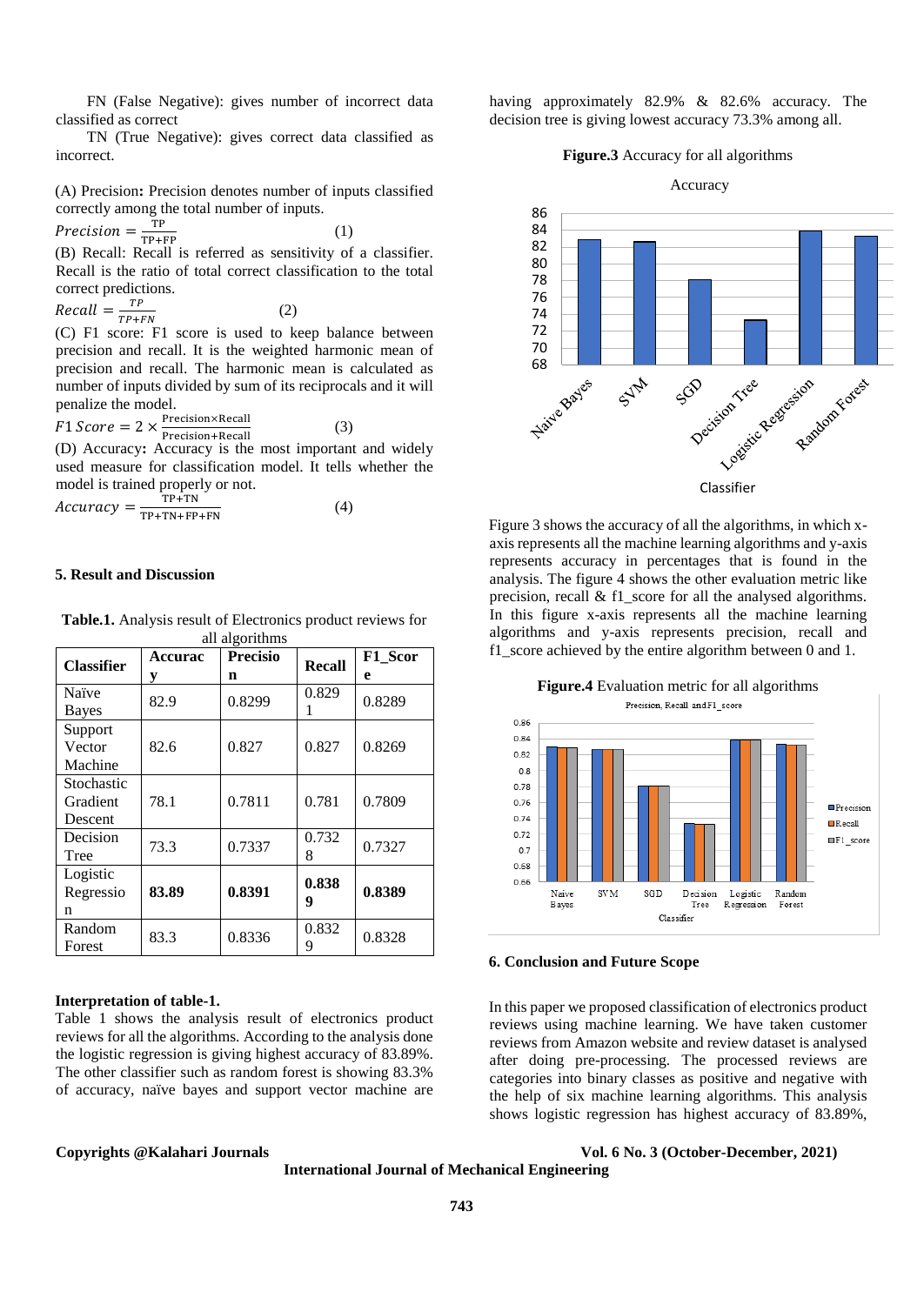FN (False Negative): gives number of incorrect data classified as correct

TN (True Negative): gives correct data classified as incorrect.

(A) Precision**:** Precision denotes number of inputs classified correctly among the total number of inputs.

$$Precision = \frac{TP}{TP+FP} \quad (1)$$

(B) Recall: Recall is referred as sensitivity of a classifier. Recall is the ratio of total correct classification to the total correct predictions.

$$Recall = \frac{TP}{TP+FN} \quad (2)$$

(C) F1 score: F1 score is used to keep balance between precision and recall. It is the weighted harmonic mean of precision and recall. The harmonic mean is calculated as number of inputs divided by sum of its reciprocals and it will penalize the model.

$$F1\,Score = 2 \times \frac{Precision \times Recall}{Precision + Recall} \quad (3)$$

(D) Accuracy**:** Accuracy is the most important and widely used measure for classification model. It tells whether the model is trained properly or not.

$$Accuracy = \frac{TP+TN}{TP+TN+FP+FN} \quad (4)$$

## 5. Result and Discussion

**Table.1.** Analysis result of Electronics product reviews for all algorithms

| Classifier | Accuracy | Precision | Recall | F1_Score |
|---|---|---|---|---|
| Naïve Bayes | 82.9 | 0.8299 | 0.8291 | 0.8289 |
| Support Vector Machine | 82.6 | 0.827 | 0.827 | 0.8269 |
| Stochastic Gradient Descent | 78.1 | 0.7811 | 0.781 | 0.7809 |
| Decision Tree | 73.3 | 0.7337 | 0.7328 | 0.7327 |
| Logistic Regression | **83.89** | **0.8391** | **0.8389** | **0.8389** |
| Random Forest | 83.3 | 0.8336 | 0.8329 | 0.8328 |

**Interpretation of table-1.**

Table 1 shows the analysis result of electronics product reviews for all the algorithms. According to the analysis done the logistic regression is giving highest accuracy of 83.89%. The other classifier such as random forest is showing 83.3% of accuracy, naïve bayes and support vector machine are having approximately 82.9% & 82.6% accuracy. The decision tree is giving lowest accuracy 73.3% among all.

**Figure.3** Accuracy for all algorithms

Figure 3 shows the accuracy of all the algorithms, in which x-axis represents all the machine learning algorithms and y-axis represents accuracy in percentages that is found in the analysis. The figure 4 shows the other evaluation metric like precision, recall & f1_score for all the analysed algorithms. In this figure x-axis represents all the machine learning algorithms and y-axis represents precision, recall and f1_score achieved by the entire algorithm between 0 and 1.

**Figure.4** Evaluation metric for all algorithms

## 6. Conclusion and Future Scope

In this paper we proposed classification of electronics product reviews using machine learning. We have taken customer reviews from Amazon website and review dataset is analysed after doing pre-processing. The processed reviews are categories into binary classes as positive and negative with the help of six machine learning algorithms. This analysis shows logistic regression has highest accuracy of 83.89%,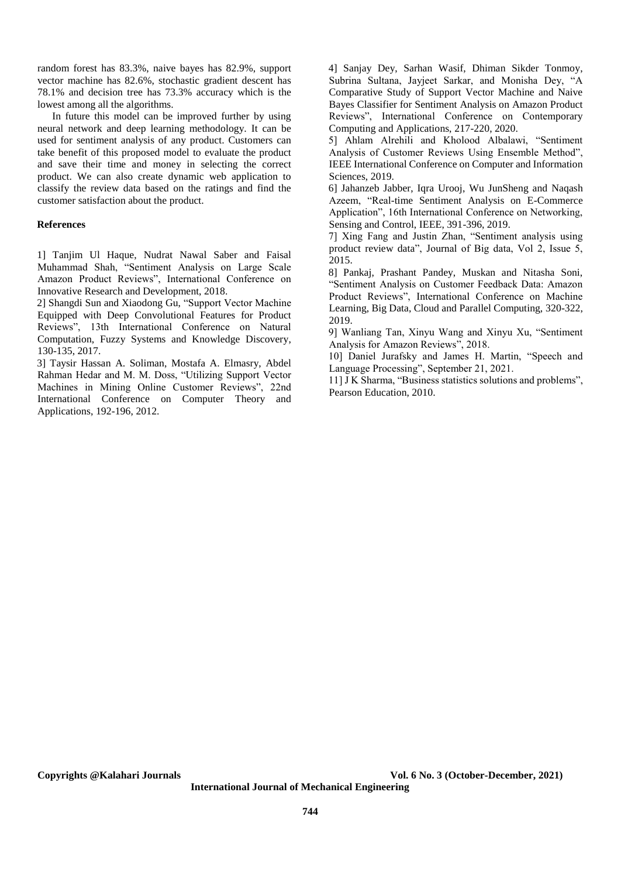random forest has 83.3%, naive bayes has 82.9%, support vector machine has 82.6%, stochastic gradient descent has 78.1% and decision tree has 73.3% accuracy which is the lowest among all the algorithms.

In future this model can be improved further by using neural network and deep learning methodology. It can be used for sentiment analysis of any product. Customers can take benefit of this proposed model to evaluate the product and save their time and money in selecting the correct product. We can also create dynamic web application to classify the review data based on the ratings and find the customer satisfaction about the product.

## References

1] Tanjim Ul Haque, Nudrat Nawal Saber and Faisal Muhammad Shah, "Sentiment Analysis on Large Scale Amazon Product Reviews", International Conference on Innovative Research and Development, 2018.

2] Shangdi Sun and Xiaodong Gu, "Support Vector Machine Equipped with Deep Convolutional Features for Product Reviews", 13th International Conference on Natural Computation, Fuzzy Systems and Knowledge Discovery, 130-135, 2017.

3] Taysir Hassan A. Soliman, Mostafa A. Elmasry, Abdel Rahman Hedar and M. M. Doss, "Utilizing Support Vector Machines in Mining Online Customer Reviews", 22nd International Conference on Computer Theory and Applications, 192-196, 2012.

4] Sanjay Dey, Sarhan Wasif, Dhiman Sikder Tonmoy, Subrina Sultana, Jayjeet Sarkar, and Monisha Dey, "A Comparative Study of Support Vector Machine and Naive Bayes Classifier for Sentiment Analysis on Amazon Product Reviews", International Conference on Contemporary Computing and Applications, 217-220, 2020.

5] Ahlam Alrehili and Kholood Albalawi, "Sentiment Analysis of Customer Reviews Using Ensemble Method", IEEE International Conference on Computer and Information Sciences, 2019.

6] Jahanzeb Jabber, Iqra Urooj, Wu JunSheng and Naqash Azeem, "Real-time Sentiment Analysis on E-Commerce Application", 16th International Conference on Networking, Sensing and Control, IEEE, 391-396, 2019.

7] Xing Fang and Justin Zhan, "Sentiment analysis using product review data", Journal of Big data, Vol 2, Issue 5, 2015.

8] Pankaj, Prashant Pandey, Muskan and Nitasha Soni, "Sentiment Analysis on Customer Feedback Data: Amazon Product Reviews", International Conference on Machine Learning, Big Data, Cloud and Parallel Computing, 320-322, 2019.

9] Wanliang Tan, Xinyu Wang and Xinyu Xu, "Sentiment Analysis for Amazon Reviews", 2018.

10] Daniel Jurafsky and James H. Martin, "Speech and Language Processing", September 21, 2021.

11] J K Sharma, "Business statistics solutions and problems", Pearson Education, 2010.